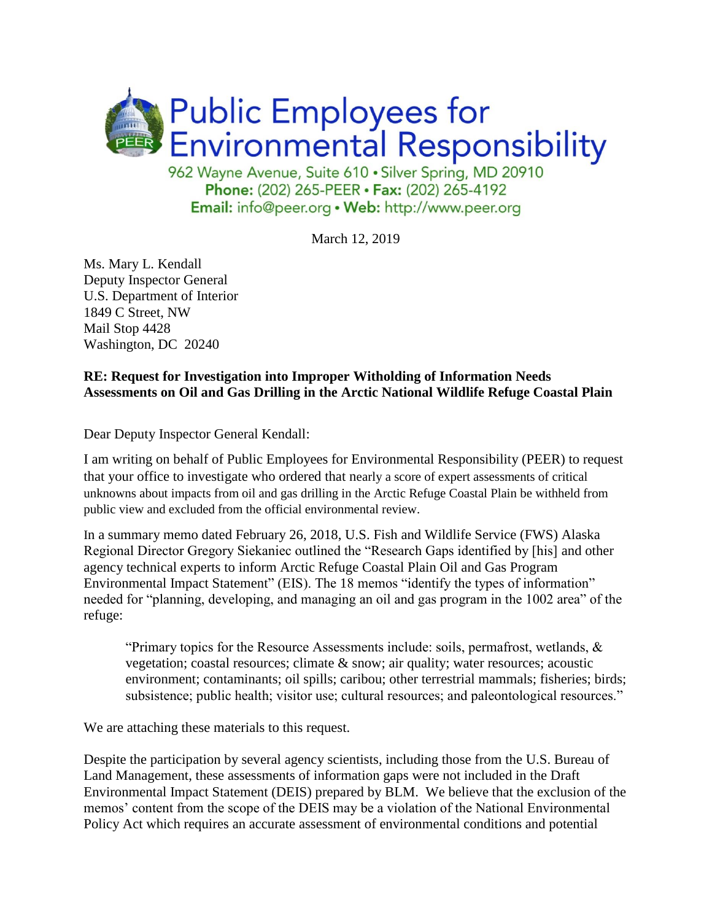# Public Employees for Environmental Responsibility

962 Wayne Avenue, Suite 610 • Silver Spring, MD 20910
**Phone:** (202) 265-PEER • **Fax:** (202) 265-4192
**Email:** info@peer.org • **Web:** http://www.peer.org

March 12, 2019

Ms. Mary L. Kendall
Deputy Inspector General
U.S. Department of Interior
1849 C Street, NW
Mail Stop 4428
Washington, DC 20240

**RE: Request for Investigation into Improper Witholding of Information Needs Assessments on Oil and Gas Drilling in the Arctic National Wildlife Refuge Coastal Plain**

Dear Deputy Inspector General Kendall:

I am writing on behalf of Public Employees for Environmental Responsibility (PEER) to request that your office to investigate who ordered that nearly a score of expert assessments of critical unknowns about impacts from oil and gas drilling in the Arctic Refuge Coastal Plain be withheld from public view and excluded from the official environmental review.

In a summary memo dated February 26, 2018, U.S. Fish and Wildlife Service (FWS) Alaska Regional Director Gregory Siekaniec outlined the "Research Gaps identified by [his] and other agency technical experts to inform Arctic Refuge Coastal Plain Oil and Gas Program Environmental Impact Statement" (EIS). The 18 memos "identify the types of information" needed for "planning, developing, and managing an oil and gas program in the 1002 area" of the refuge:

> "Primary topics for the Resource Assessments include: soils, permafrost, wetlands, & vegetation; coastal resources; climate & snow; air quality; water resources; acoustic environment; contaminants; oil spills; caribou; other terrestrial mammals; fisheries; birds; subsistence; public health; visitor use; cultural resources; and paleontological resources."

We are attaching these materials to this request.

Despite the participation by several agency scientists, including those from the U.S. Bureau of Land Management, these assessments of information gaps were not included in the Draft Environmental Impact Statement (DEIS) prepared by BLM. We believe that the exclusion of the memos' content from the scope of the DEIS may be a violation of the National Environmental Policy Act which requires an accurate assessment of environmental conditions and potential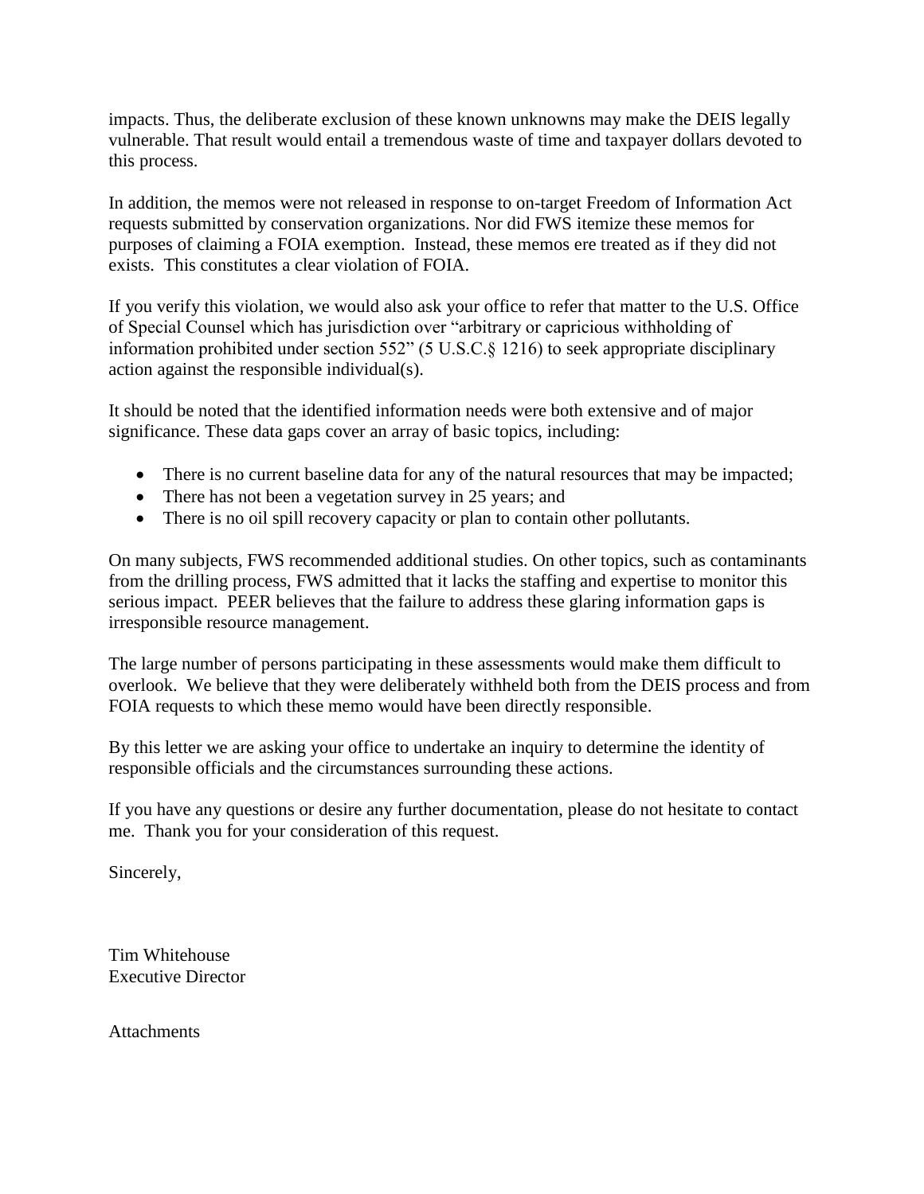impacts. Thus, the deliberate exclusion of these known unknowns may make the DEIS legally vulnerable. That result would entail a tremendous waste of time and taxpayer dollars devoted to this process.

In addition, the memos were not released in response to on-target Freedom of Information Act requests submitted by conservation organizations. Nor did FWS itemize these memos for purposes of claiming a FOIA exemption. Instead, these memos ere treated as if they did not exists. This constitutes a clear violation of FOIA.

If you verify this violation, we would also ask your office to refer that matter to the U.S. Office of Special Counsel which has jurisdiction over "arbitrary or capricious withholding of information prohibited under section 552" (5 U.S.C.§ 1216) to seek appropriate disciplinary action against the responsible individual(s).

It should be noted that the identified information needs were both extensive and of major significance. These data gaps cover an array of basic topics, including:

- There is no current baseline data for any of the natural resources that may be impacted;
- There has not been a vegetation survey in 25 years; and
- There is no oil spill recovery capacity or plan to contain other pollutants.

On many subjects, FWS recommended additional studies. On other topics, such as contaminants from the drilling process, FWS admitted that it lacks the staffing and expertise to monitor this serious impact. PEER believes that the failure to address these glaring information gaps is irresponsible resource management.

The large number of persons participating in these assessments would make them difficult to overlook. We believe that they were deliberately withheld both from the DEIS process and from FOIA requests to which these memo would have been directly responsible.

By this letter we are asking your office to undertake an inquiry to determine the identity of responsible officials and the circumstances surrounding these actions.

If you have any questions or desire any further documentation, please do not hesitate to contact me. Thank you for your consideration of this request.

Sincerely,

Tim Whitehouse
Executive Director

Attachments